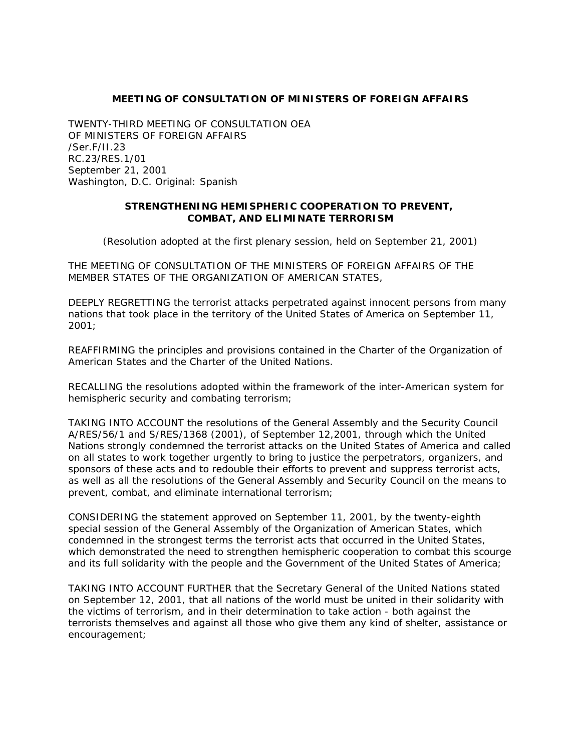**MEETING OF CONSULTATION OF MINISTERS OF FOREIGN AFFAIRS**

TWENTY-THIRD MEETING OF CONSULTATION OEA
OF MINISTERS OF FOREIGN AFFAIRS
/Ser.F/II.23
RC.23/RES.1/01
September 21, 2001
Washington, D.C. Original: Spanish

**STRENGTHENING HEMISPHERIC COOPERATION TO PREVENT, COMBAT, AND ELIMINATE TERRORISM**

(Resolution adopted at the first plenary session, held on September 21, 2001)

THE MEETING OF CONSULTATION OF THE MINISTERS OF FOREIGN AFFAIRS OF THE MEMBER STATES OF THE ORGANIZATION OF AMERICAN STATES,

DEEPLY REGRETTING the terrorist attacks perpetrated against innocent persons from many nations that took place in the territory of the United States of America on September 11, 2001;

REAFFIRMING the principles and provisions contained in the Charter of the Organization of American States and the Charter of the United Nations.

RECALLING the resolutions adopted within the framework of the inter-American system for hemispheric security and combating terrorism;

TAKING INTO ACCOUNT the resolutions of the General Assembly and the Security Council A/RES/56/1 and S/RES/1368 (2001), of September 12,2001, through which the United Nations strongly condemned the terrorist attacks on the United States of America and called on all states to work together urgently to bring to justice the perpetrators, organizers, and sponsors of these acts and to redouble their efforts to prevent and suppress terrorist acts, as well as all the resolutions of the General Assembly and Security Council on the means to prevent, combat, and eliminate international terrorism;

CONSIDERING the statement approved on September 11, 2001, by the twenty-eighth special session of the General Assembly of the Organization of American States, which condemned in the strongest terms the terrorist acts that occurred in the United States, which demonstrated the need to strengthen hemispheric cooperation to combat this scourge and its full solidarity with the people and the Government of the United States of America;

TAKING INTO ACCOUNT FURTHER that the Secretary General of the United Nations stated on September 12, 2001, that all nations of the world must be united in their solidarity with the victims of terrorism, and in their determination to take action - both against the terrorists themselves and against all those who give them any kind of shelter, assistance or encouragement;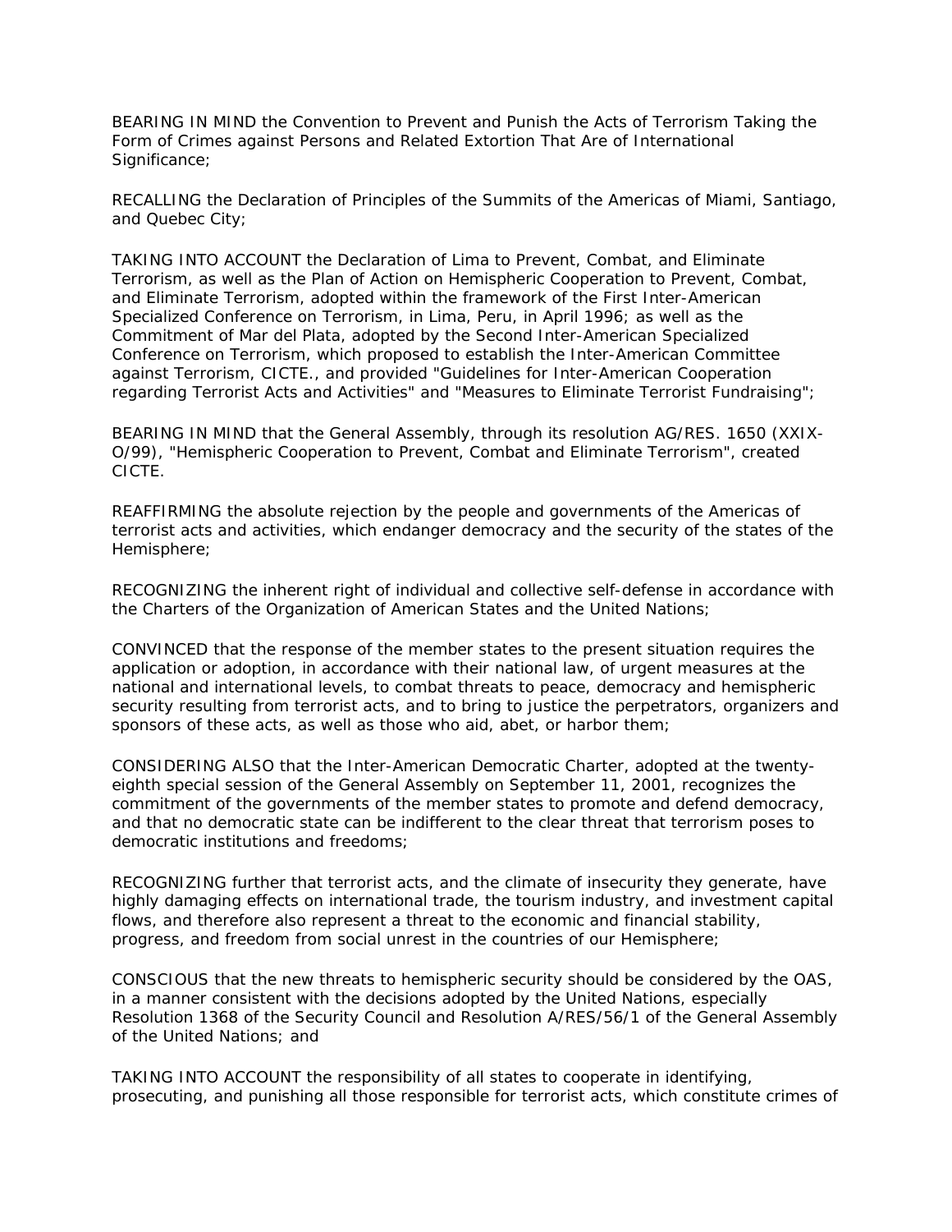BEARING IN MIND the Convention to Prevent and Punish the Acts of Terrorism Taking the Form of Crimes against Persons and Related Extortion That Are of International Significance;

RECALLING the Declaration of Principles of the Summits of the Americas of Miami, Santiago, and Quebec City;

TAKING INTO ACCOUNT the Declaration of Lima to Prevent, Combat, and Eliminate Terrorism, as well as the Plan of Action on Hemispheric Cooperation to Prevent, Combat, and Eliminate Terrorism, adopted within the framework of the First Inter-American Specialized Conference on Terrorism, in Lima, Peru, in April 1996; as well as the Commitment of Mar del Plata, adopted by the Second Inter-American Specialized Conference on Terrorism, which proposed to establish the Inter-American Committee against Terrorism, CICTE., and provided "Guidelines for Inter-American Cooperation regarding Terrorist Acts and Activities" and "Measures to Eliminate Terrorist Fundraising";

BEARING IN MIND that the General Assembly, through its resolution AG/RES. 1650 (XXIX-O/99), "Hemispheric Cooperation to Prevent, Combat and Eliminate Terrorism", created CICTE.

REAFFIRMING the absolute rejection by the people and governments of the Americas of terrorist acts and activities, which endanger democracy and the security of the states of the Hemisphere;

RECOGNIZING the inherent right of individual and collective self-defense in accordance with the Charters of the Organization of American States and the United Nations;

CONVINCED that the response of the member states to the present situation requires the application or adoption, in accordance with their national law, of urgent measures at the national and international levels, to combat threats to peace, democracy and hemispheric security resulting from terrorist acts, and to bring to justice the perpetrators, organizers and sponsors of these acts, as well as those who aid, abet, or harbor them;

CONSIDERING ALSO that the Inter-American Democratic Charter, adopted at the twenty-eighth special session of the General Assembly on September 11, 2001, recognizes the commitment of the governments of the member states to promote and defend democracy, and that no democratic state can be indifferent to the clear threat that terrorism poses to democratic institutions and freedoms;

RECOGNIZING further that terrorist acts, and the climate of insecurity they generate, have highly damaging effects on international trade, the tourism industry, and investment capital flows, and therefore also represent a threat to the economic and financial stability, progress, and freedom from social unrest in the countries of our Hemisphere;

CONSCIOUS that the new threats to hemispheric security should be considered by the OAS, in a manner consistent with the decisions adopted by the United Nations, especially Resolution 1368 of the Security Council and Resolution A/RES/56/1 of the General Assembly of the United Nations; and

TAKING INTO ACCOUNT the responsibility of all states to cooperate in identifying, prosecuting, and punishing all those responsible for terrorist acts, which constitute crimes of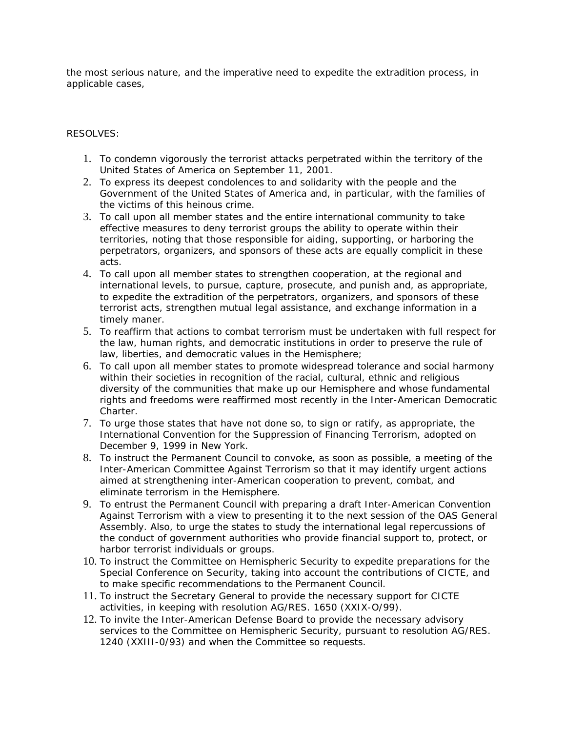the most serious nature, and the imperative need to expedite the extradition process, in applicable cases,

RESOLVES:

1. To condemn vigorously the terrorist attacks perpetrated within the territory of the United States of America on September 11, 2001.
2. To express its deepest condolences to and solidarity with the people and the Government of the United States of America and, in particular, with the families of the victims of this heinous crime.
3. To call upon all member states and the entire international community to take effective measures to deny terrorist groups the ability to operate within their territories, noting that those responsible for aiding, supporting, or harboring the perpetrators, organizers, and sponsors of these acts are equally complicit in these acts.
4. To call upon all member states to strengthen cooperation, at the regional and international levels, to pursue, capture, prosecute, and punish and, as appropriate, to expedite the extradition of the perpetrators, organizers, and sponsors of these terrorist acts, strengthen mutual legal assistance, and exchange information in a timely maner.
5. To reaffirm that actions to combat terrorism must be undertaken with full respect for the law, human rights, and democratic institutions in order to preserve the rule of law, liberties, and democratic values in the Hemisphere;
6. To call upon all member states to promote widespread tolerance and social harmony within their societies in recognition of the racial, cultural, ethnic and religious diversity of the communities that make up our Hemisphere and whose fundamental rights and freedoms were reaffirmed most recently in the Inter-American Democratic Charter.
7. To urge those states that have not done so, to sign or ratify, as appropriate, the International Convention for the Suppression of Financing Terrorism, adopted on December 9, 1999 in New York.
8. To instruct the Permanent Council to convoke, as soon as possible, a meeting of the Inter-American Committee Against Terrorism so that it may identify urgent actions aimed at strengthening inter-American cooperation to prevent, combat, and eliminate terrorism in the Hemisphere.
9. To entrust the Permanent Council with preparing a draft Inter-American Convention Against Terrorism with a view to presenting it to the next session of the OAS General Assembly. Also, to urge the states to study the international legal repercussions of the conduct of government authorities who provide financial support to, protect, or harbor terrorist individuals or groups.
10. To instruct the Committee on Hemispheric Security to expedite preparations for the Special Conference on Security, taking into account the contributions of CICTE, and to make specific recommendations to the Permanent Council.
11. To instruct the Secretary General to provide the necessary support for CICTE activities, in keeping with resolution AG/RES. 1650 (XXIX-O/99).
12. To invite the Inter-American Defense Board to provide the necessary advisory services to the Committee on Hemispheric Security, pursuant to resolution AG/RES. 1240 (XXIII-0/93) and when the Committee so requests.